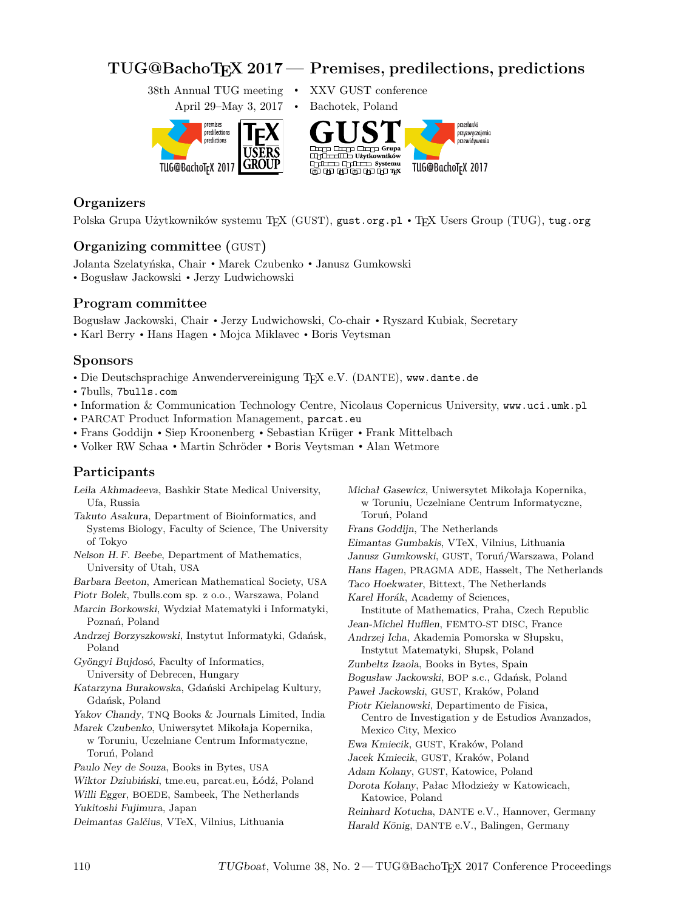# TUG@BachoTEX 2017 — Premises, predilections, predictions

38th Annual TUG meeting • XXV GUST conference
April 29–May 3, 2017 • Bachotek, Poland

## Organizers

Polska Grupa Użytkowników systemu TEX (GUST), gust.org.pl • TEX Users Group (TUG), tug.org

## Organizing committee (GUST)

Jolanta Szelatyńska, Chair • Marek Czubenko • Janusz Gumkowski • Bogusław Jackowski • Jerzy Ludwichowski

## Program committee

Bogusław Jackowski, Chair • Jerzy Ludwichowski, Co-chair • Ryszard Kubiak, Secretary • Karl Berry • Hans Hagen • Mojca Miklavec • Boris Veytsman

## Sponsors

- Die Deutschsprachige Anwendervereinigung TEX e.V. (DANTE), www.dante.de
- 7bulls, 7bulls.com
- Information & Communication Technology Centre, Nicolaus Copernicus University, www.uci.umk.pl
- PARCAT Product Information Management, parcat.eu
- Frans Goddijn • Siep Kroonenberg • Sebastian Krüger • Frank Mittelbach
- Volker RW Schaa • Martin Schröder • Boris Veytsman • Alan Wetmore

## Participants

*Leila Akhmadeeva*, Bashkir State Medical University, Ufa, Russia
*Takuto Asakura*, Department of Bioinformatics, and Systems Biology, Faculty of Science, The University of Tokyo
*Nelson H. F. Beebe*, Department of Mathematics, University of Utah, USA
*Barbara Beeton*, American Mathematical Society, USA
*Piotr Bolek*, 7bulls.com sp. z o.o., Warszawa, Poland
*Marcin Borkowski*, Wydział Matematyki i Informatyki, Poznań, Poland
*Andrzej Borzyszkowski*, Instytut Informatyki, Gdańsk, Poland
*Gyöngyi Bujdosó*, Faculty of Informatics, University of Debrecen, Hungary
*Katarzyna Burakowska*, Gdański Archipelag Kultury, Gdańsk, Poland
*Yakov Chandy*, TNQ Books & Journals Limited, India
*Marek Czubenko*, Uniwersytet Mikołaja Kopernika, w Toruniu, Uczelniane Centrum Informatyczne, Toruń, Poland
*Paulo Ney de Souza*, Books in Bytes, USA
*Wiktor Dziubiński*, tme.eu, parcat.eu, Łódź, Poland
*Willi Egger*, BOEDE, Sambeek, The Netherlands
*Yukitoshi Fujimura*, Japan
*Deimantas Galčius*, VTeX, Vilnius, Lithuania
*Michał Gasewicz*, Uniwersytet Mikołaja Kopernika, w Toruniu, Uczelniane Centrum Informatyczne, Toruń, Poland
*Frans Goddijn*, The Netherlands
*Eimantas Gumbakis*, VTeX, Vilnius, Lithuania
*Janusz Gumkowski*, GUST, Toruń/Warszawa, Poland
*Hans Hagen*, PRAGMA ADE, Hasselt, The Netherlands
*Taco Hoekwater*, Bittext, The Netherlands
*Karel Horák*, Academy of Sciences, Institute of Mathematics, Praha, Czech Republic
*Jean-Michel Hufflen*, FEMTO-ST DISC, France
*Andrzej Icha*, Akademia Pomorska w Słupsku, Instytut Matematyki, Słupsk, Poland
*Zunbeltz Izaola*, Books in Bytes, Spain
*Bogusław Jackowski*, BOP s.c., Gdańsk, Poland
*Paweł Jackowski*, GUST, Kraków, Poland
*Piotr Kielanowski*, Departimento de Fisica, Centro de Investigation y de Estudios Avanzados, Mexico City, Mexico
*Ewa Kmiecik*, GUST, Kraków, Poland
*Jacek Kmiecik*, GUST, Kraków, Poland
*Adam Kolany*, GUST, Katowice, Poland
*Dorota Kolany*, Pałac Młodzieży w Katowicach, Katowice, Poland
*Reinhard Kotucha*, DANTE e.V., Hannover, Germany
*Harald König*, DANTE e.V., Balingen, Germany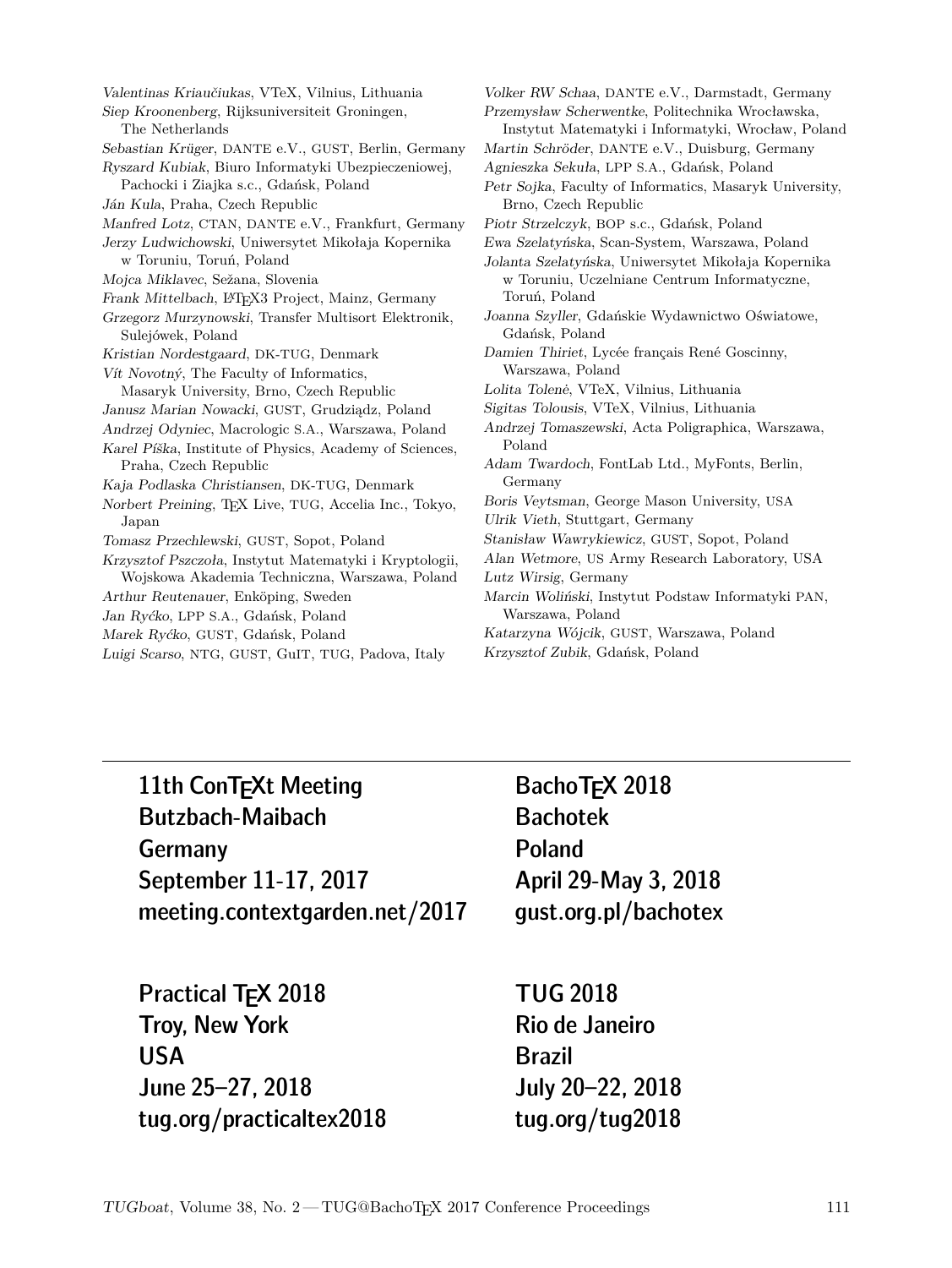*Valentinas Kriaučiukas*, VTeX, Vilnius, Lithuania
*Siep Kroonenberg*, Rijksuniversiteit Groningen, The Netherlands
*Sebastian Krüger*, DANTE e.V., GUST, Berlin, Germany
*Ryszard Kubiak*, Biuro Informatyki Ubezpieczeniowej, Pachocki i Ziajka s.c., Gdańsk, Poland
*Ján Kula*, Praha, Czech Republic
*Manfred Lotz*, CTAN, DANTE e.V., Frankfurt, Germany
*Jerzy Ludwichowski*, Uniwersytet Mikołaja Kopernika w Toruniu, Toruń, Poland
*Mojca Miklavec*, Sežana, Slovenia
*Frank Mittelbach*, LaTeX3 Project, Mainz, Germany
*Grzegorz Murzynowski*, Transfer Multisort Elektronik, Sulejówek, Poland
*Kristian Nordestgaard*, DK-TUG, Denmark
*Vít Novotný*, The Faculty of Informatics, Masaryk University, Brno, Czech Republic
*Janusz Marian Nowacki*, GUST, Grudziądz, Poland
*Andrzej Odyniec*, Macrologic S.A., Warszawa, Poland
*Karel Píška*, Institute of Physics, Academy of Sciences, Praha, Czech Republic
*Kaja Podlaska Christiansen*, DK-TUG, Denmark
*Norbert Preining*, TeX Live, TUG, Accelia Inc., Tokyo, Japan
*Tomasz Przechlewski*, GUST, Sopot, Poland
*Krzysztof Pszczoła*, Instytut Matematyki i Kryptologii, Wojskowa Akademia Techniczna, Warszawa, Poland
*Arthur Reutenauer*, Enköping, Sweden
*Jan Rybćko*, LPP S.A., Gdańsk, Poland
*Marek Rybćko*, GUST, Gdańsk, Poland
*Luigi Scarso*, NTG, GUST, GuIT, TUG, Padova, Italy
*Volker RW Schaa*, DANTE e.V., Darmstadt, Germany
*Przemysław Scherwentke*, Politechnika Wrocławska, Instytut Matematyki i Informatyki, Wrocław, Poland
*Martin Schröder*, DANTE e.V., Duisburg, Germany
*Agnieszka Sekuła*, LPP S.A., Gdańsk, Poland
*Petr Sojka*, Faculty of Informatics, Masaryk University, Brno, Czech Republic
*Piotr Strzelczyk*, BOP s.c., Gdańsk, Poland
*Ewa Szelatyńska*, Scan-System, Warszawa, Poland
*Jolanta Szelatyńska*, Uniwersytet Mikołaja Kopernika w Toruniu, Uczelniane Centrum Informatyczne, Toruń, Poland
*Joanna Szyller*, Gdańskie Wydawnictwo Oświatowe, Gdańsk, Poland
*Damien Thiriet*, Lycée français René Goscinny, Warszawa, Poland
*Lolita Tolenė*, VTeX, Vilnius, Lithuania
*Sigitas Tolousis*, VTeX, Vilnius, Lithuania
*Andrzej Tomaszewski*, Acta Poligraphica, Warszawa, Poland
*Adam Twardoch*, FontLab Ltd., MyFonts, Berlin, Germany
*Boris Veytsman*, George Mason University, USA
*Ulrik Vieth*, Stuttgart, Germany
*Stanisław Wawrykiewicz*, GUST, Sopot, Poland
*Alan Wetmore*, US Army Research Laboratory, USA
*Lutz Wirsig*, Germany
*Marcin Woliński*, Instytut Podstaw Informatyki PAN, Warszawa, Poland
*Katarzyna Wójcik*, GUST, Warszawa, Poland
*Krzysztof Zubik*, Gdańsk, Poland

---

**11th ConTeXt Meeting**
**Butzbach-Maibach**
**Germany**
**September 11-17, 2017**
**meeting.contextgarden.net/2017**

**BachoTeX 2018**
**Bachotek**
**Poland**
**April 29-May 3, 2018**
**gust.org.pl/bachotex**

**Practical TeX 2018**
**Troy, New York**
**USA**
**June 25–27, 2018**
**tug.org/practicaltex2018**

**TUG 2018**
**Rio de Janeiro**
**Brazil**
**July 20–22, 2018**
**tug.org/tug2018**